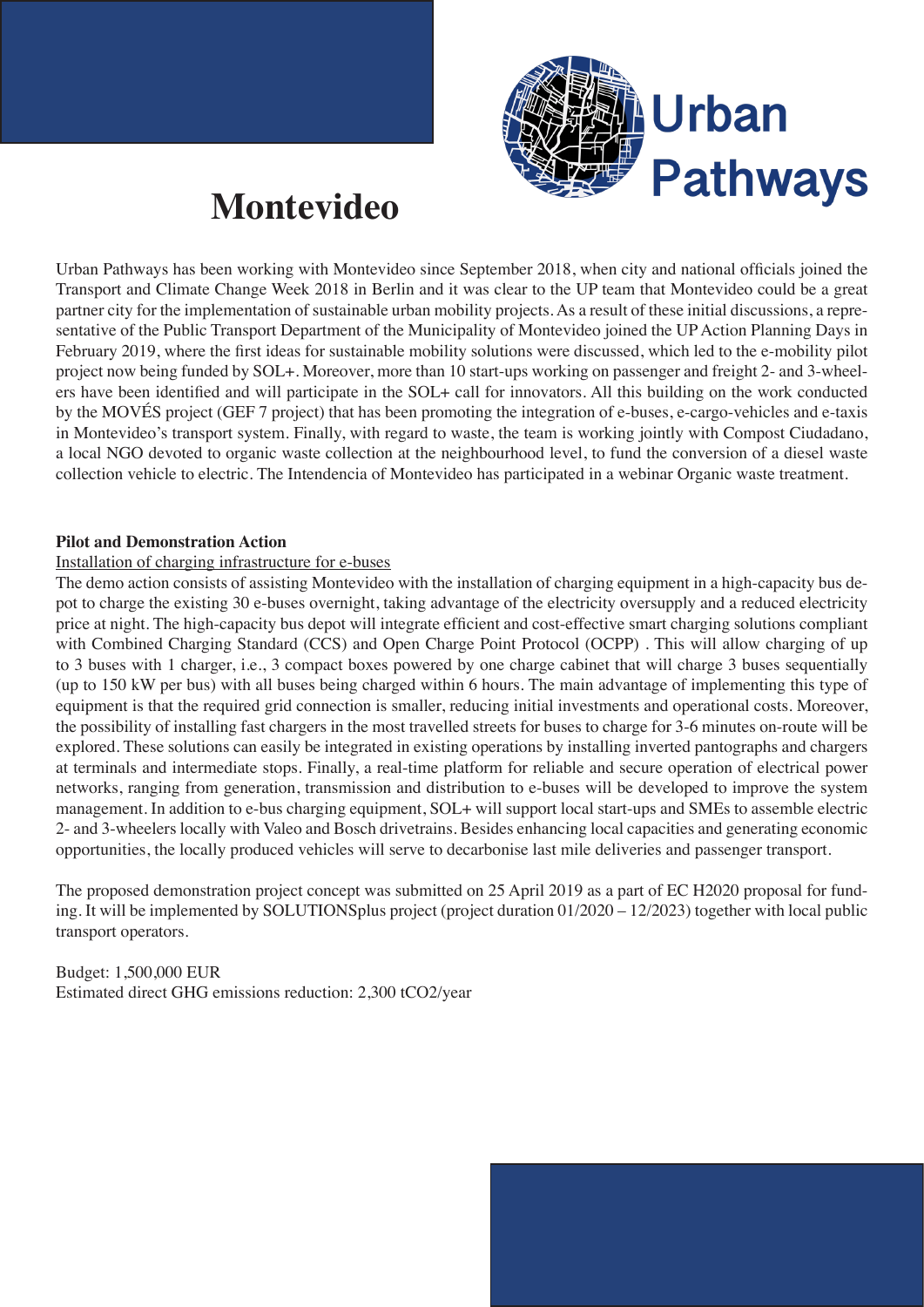Urban Pathways

# Montevideo

Urban Pathways has been working with Montevideo since September 2018, when city and national officials joined the Transport and Climate Change Week 2018 in Berlin and it was clear to the UP team that Montevideo could be a great partner city for the implementation of sustainable urban mobility projects. As a result of these initial discussions, a representative of the Public Transport Department of the Municipality of Montevideo joined the UP Action Planning Days in February 2019, where the first ideas for sustainable mobility solutions were discussed, which led to the e-mobility pilot project now being funded by SOL+. Moreover, more than 10 start-ups working on passenger and freight 2- and 3-wheelers have been identified and will participate in the SOL+ call for innovators. All this building on the work conducted by the MOVÉS project (GEF 7 project) that has been promoting the integration of e-buses, e-cargo-vehicles and e-taxis in Montevideo's transport system. Finally, with regard to waste, the team is working jointly with Compost Ciudadano, a local NGO devoted to organic waste collection at the neighbourhood level, to fund the conversion of a diesel waste collection vehicle to electric. The Intendencia of Montevideo has participated in a webinar Organic waste treatment.

**Pilot and Demonstration Action**

Installation of charging infrastructure for e-buses

The demo action consists of assisting Montevideo with the installation of charging equipment in a high-capacity bus depot to charge the existing 30 e-buses overnight, taking advantage of the electricity oversupply and a reduced electricity price at night. The high-capacity bus depot will integrate efficient and cost-effective smart charging solutions compliant with Combined Charging Standard (CCS) and Open Charge Point Protocol (OCPP) . This will allow charging of up to 3 buses with 1 charger, i.e., 3 compact boxes powered by one charge cabinet that will charge 3 buses sequentially (up to 150 kW per bus) with all buses being charged within 6 hours. The main advantage of implementing this type of equipment is that the required grid connection is smaller, reducing initial investments and operational costs. Moreover, the possibility of installing fast chargers in the most travelled streets for buses to charge for 3-6 minutes on-route will be explored. These solutions can easily be integrated in existing operations by installing inverted pantographs and chargers at terminals and intermediate stops. Finally, a real-time platform for reliable and secure operation of electrical power networks, ranging from generation, transmission and distribution to e-buses will be developed to improve the system management. In addition to e-bus charging equipment, SOL+ will support local start-ups and SMEs to assemble electric 2- and 3-wheelers locally with Valeo and Bosch drivetrains. Besides enhancing local capacities and generating economic opportunities, the locally produced vehicles will serve to decarbonise last mile deliveries and passenger transport.

The proposed demonstration project concept was submitted on 25 April 2019 as a part of EC H2020 proposal for funding. It will be implemented by SOLUTIONSplus project (project duration 01/2020 – 12/2023) together with local public transport operators.

Budget: 1,500,000 EUR
Estimated direct GHG emissions reduction: 2,300 tCO2/year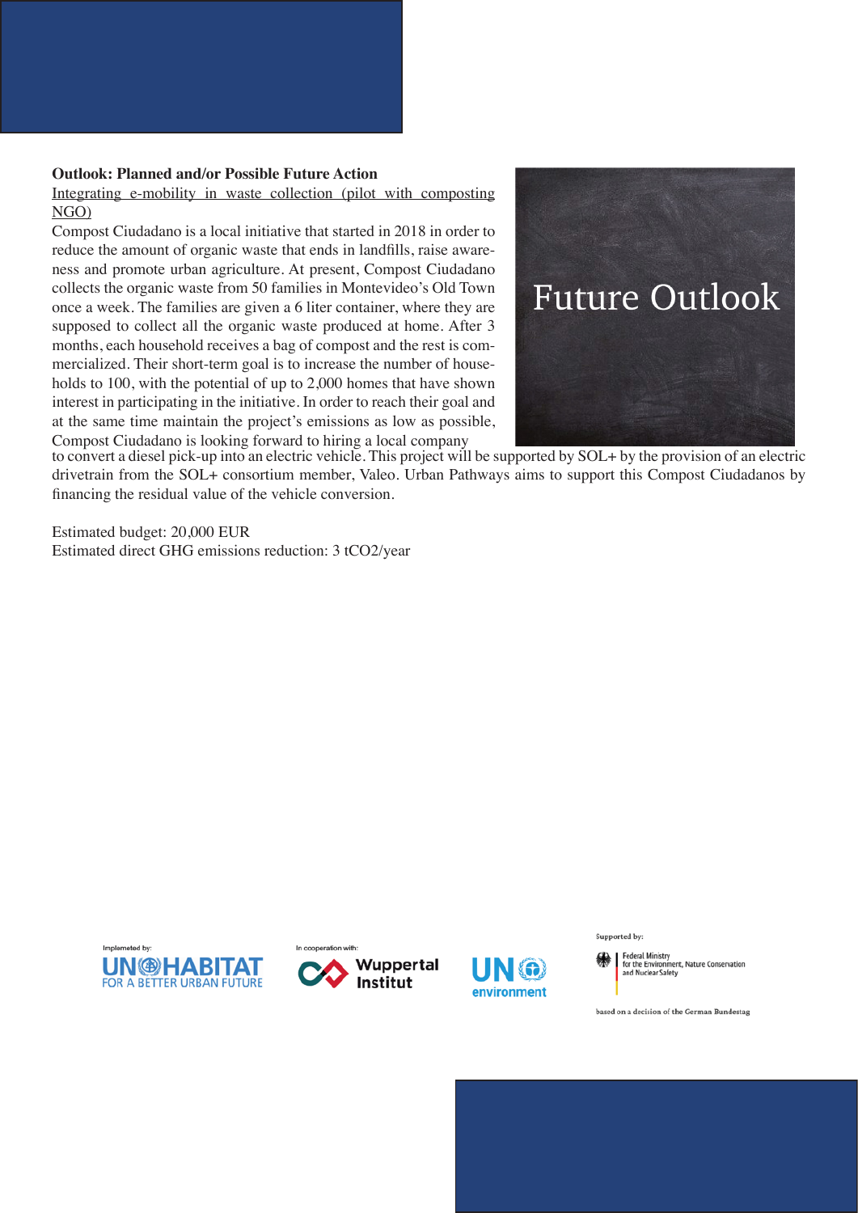**Outlook: Planned and/or Possible Future Action**

Integrating e-mobility in waste collection (pilot with composting NGO)

Compost Ciudadano is a local initiative that started in 2018 in order to reduce the amount of organic waste that ends in landfills, raise awareness and promote urban agriculture. At present, Compost Ciudadano collects the organic waste from 50 families in Montevideo's Old Town once a week. The families are given a 6 liter container, where they are supposed to collect all the organic waste produced at home. After 3 months, each household receives a bag of compost and the rest is commercialized. Their short-term goal is to increase the number of households to 100, with the potential of up to 2,000 homes that have shown interest in participating in the initiative. In order to reach their goal and at the same time maintain the project's emissions as low as possible, Compost Ciudadano is looking forward to hiring a local company to convert a diesel pick-up into an electric vehicle. This project will be supported by SOL+ by the provision of an electric drivetrain from the SOL+ consortium member, Valeo. Urban Pathways aims to support this Compost Ciudadanos by financing the residual value of the vehicle conversion.

Future Outlook

Estimated budget: 20,000 EUR
Estimated direct GHG emissions reduction: 3 $tCO_2$/year

Implemented by: UN-HABITAT FOR A BETTER URBAN FUTURE

In cooperation with: Wuppertal Institut

UN environment

Supported by: Federal Ministry for the Environment, Nature Conservation and Nuclear Safety

based on a decision of the German Bundestag